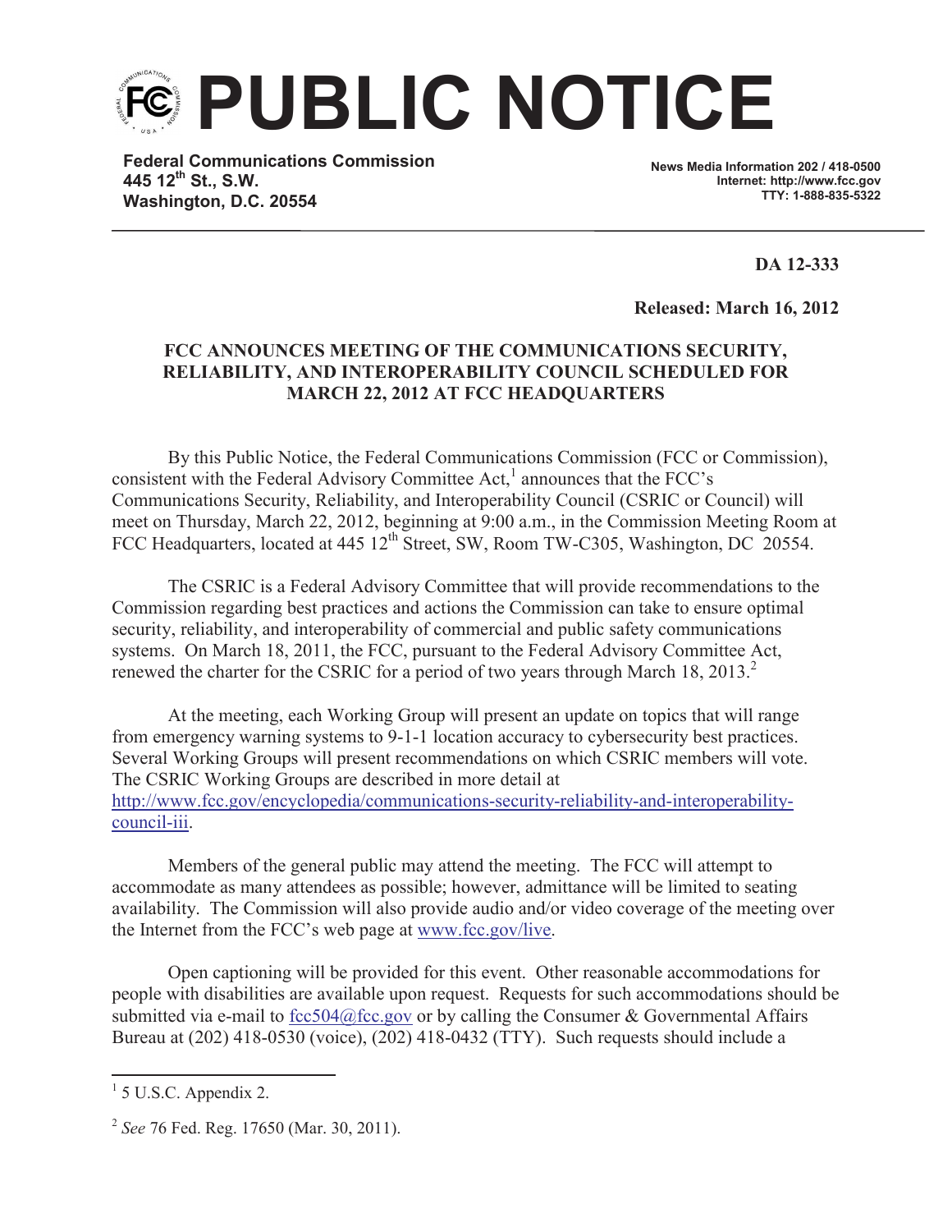# PUBLIC NOTICE

**Federal Communications Commission**
**445 12th St., S.W.**
**Washington, D.C. 20554**

**News Media Information 202 / 418-0500**
**Internet: http://www.fcc.gov**
**TTY: 1-888-835-5322**

**DA 12-333**

**Released: March 16, 2012**

**FCC ANNOUNCES MEETING OF THE COMMUNICATIONS SECURITY, RELIABILITY, AND INTEROPERABILITY COUNCIL SCHEDULED FOR MARCH 22, 2012 AT FCC HEADQUARTERS**

By this Public Notice, the Federal Communications Commission (FCC or Commission), consistent with the Federal Advisory Committee Act,[1] announces that the FCC's Communications Security, Reliability, and Interoperability Council (CSRIC or Council) will meet on Thursday, March 22, 2012, beginning at 9:00 a.m., in the Commission Meeting Room at FCC Headquarters, located at 445 12th Street, SW, Room TW-C305, Washington, DC 20554.

The CSRIC is a Federal Advisory Committee that will provide recommendations to the Commission regarding best practices and actions the Commission can take to ensure optimal security, reliability, and interoperability of commercial and public safety communications systems. On March 18, 2011, the FCC, pursuant to the Federal Advisory Committee Act, renewed the charter for the CSRIC for a period of two years through March 18, 2013.[2]

At the meeting, each Working Group will present an update on topics that will range from emergency warning systems to 9-1-1 location accuracy to cybersecurity best practices. Several Working Groups will present recommendations on which CSRIC members will vote. The CSRIC Working Groups are described in more detail at http://www.fcc.gov/encyclopedia/communications-security-reliability-and-interoperability-council-iii.

Members of the general public may attend the meeting. The FCC will attempt to accommodate as many attendees as possible; however, admittance will be limited to seating availability. The Commission will also provide audio and/or video coverage of the meeting over the Internet from the FCC's web page at www.fcc.gov/live.

Open captioning will be provided for this event. Other reasonable accommodations for people with disabilities are available upon request. Requests for such accommodations should be submitted via e-mail to fcc504@fcc.gov or by calling the Consumer & Governmental Affairs Bureau at (202) 418-0530 (voice), (202) 418-0432 (TTY). Such requests should include a

---

[1] 5 U.S.C. Appendix 2.

[2] *See* 76 Fed. Reg. 17650 (Mar. 30, 2011).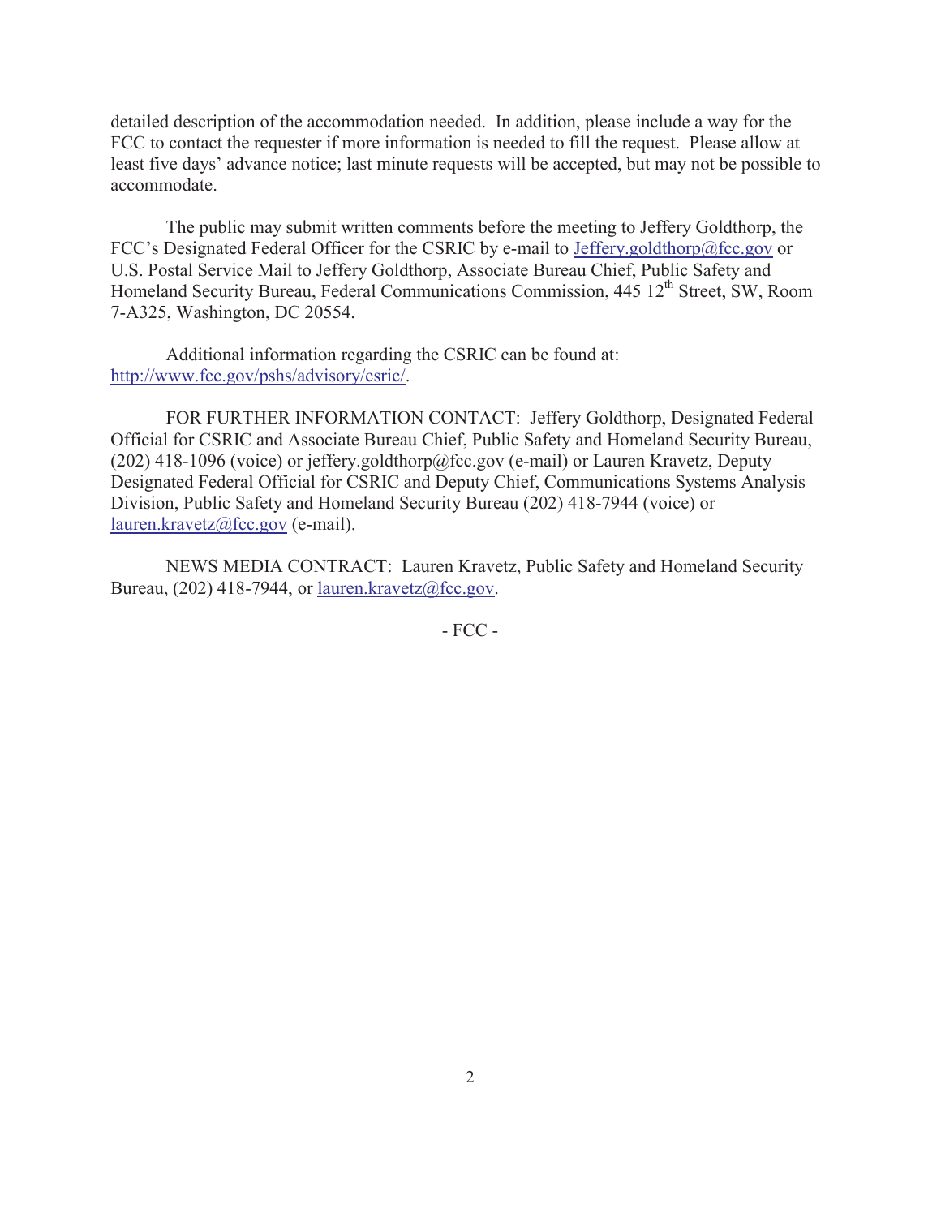detailed description of the accommodation needed. In addition, please include a way for the FCC to contact the requester if more information is needed to fill the request. Please allow at least five days' advance notice; last minute requests will be accepted, but may not be possible to accommodate.

The public may submit written comments before the meeting to Jeffery Goldthorp, the FCC's Designated Federal Officer for the CSRIC by e-mail to Jeffery.goldthorp@fcc.gov or U.S. Postal Service Mail to Jeffery Goldthorp, Associate Bureau Chief, Public Safety and Homeland Security Bureau, Federal Communications Commission, 445 12th Street, SW, Room 7-A325, Washington, DC 20554.

Additional information regarding the CSRIC can be found at: http://www.fcc.gov/pshs/advisory/csric/.

FOR FURTHER INFORMATION CONTACT: Jeffery Goldthorp, Designated Federal Official for CSRIC and Associate Bureau Chief, Public Safety and Homeland Security Bureau, (202) 418-1096 (voice) or jeffery.goldthorp@fcc.gov (e-mail) or Lauren Kravetz, Deputy Designated Federal Official for CSRIC and Deputy Chief, Communications Systems Analysis Division, Public Safety and Homeland Security Bureau (202) 418-7944 (voice) or lauren.kravetz@fcc.gov (e-mail).

NEWS MEDIA CONTRACT: Lauren Kravetz, Public Safety and Homeland Security Bureau, (202) 418-7944, or lauren.kravetz@fcc.gov.

- FCC -